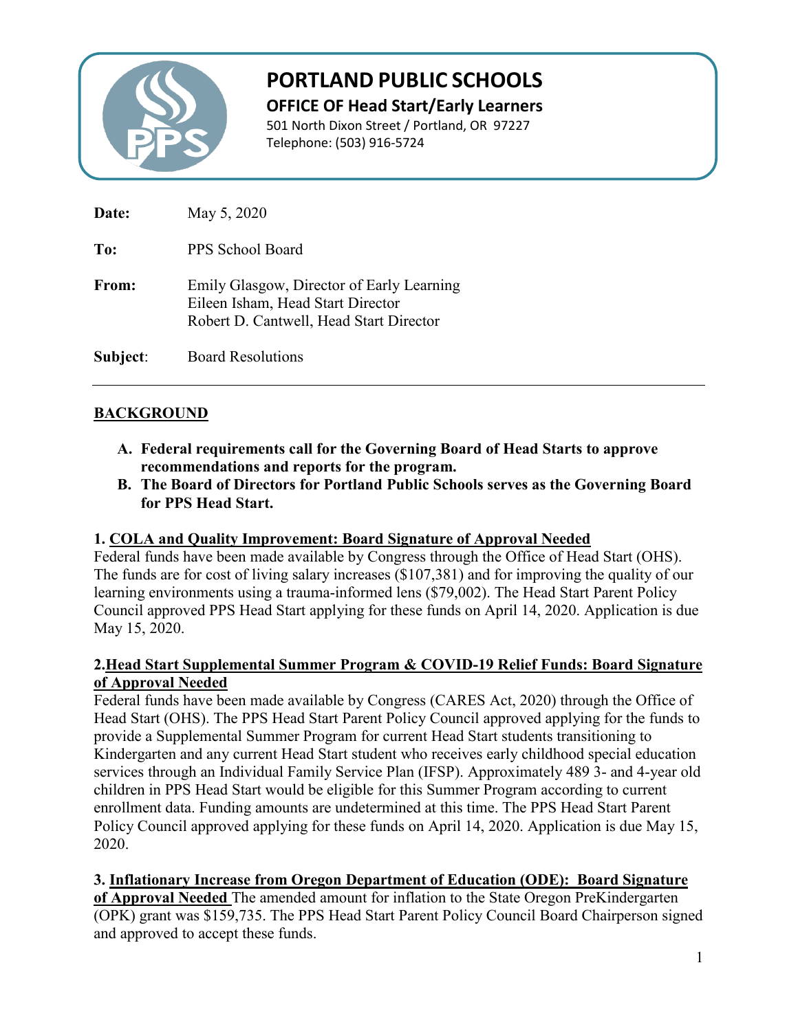# PORTLAND PUBLIC SCHOOLS

**OFFICE OF Head Start/Early Learners**

501 North Dixon Street / Portland, OR 97227
Telephone: (503) 916-5724

**Date:** May 5, 2020

**To:** PPS School Board

**From:** Emily Glasgow, Director of Early Learning
Eileen Isham, Head Start Director
Robert D. Cantwell, Head Start Director

**Subject**: Board Resolutions

---

## BACKGROUND

**A. Federal requirements call for the Governing Board of Head Starts to approve recommendations and reports for the program.**

**B. The Board of Directors for Portland Public Schools serves as the Governing Board for PPS Head Start.**

**1. COLA and Quality Improvement: Board Signature of Approval Needed**

Federal funds have been made available by Congress through the Office of Head Start (OHS). The funds are for cost of living salary increases ($107,381) and for improving the quality of our learning environments using a trauma-informed lens ($79,002). The Head Start Parent Policy Council approved PPS Head Start applying for these funds on April 14, 2020. Application is due May 15, 2020.

**2.Head Start Supplemental Summer Program & COVID-19 Relief Funds: Board Signature of Approval Needed**

Federal funds have been made available by Congress (CARES Act, 2020) through the Office of Head Start (OHS). The PPS Head Start Parent Policy Council approved applying for the funds to provide a Supplemental Summer Program for current Head Start students transitioning to Kindergarten and any current Head Start student who receives early childhood special education services through an Individual Family Service Plan (IFSP). Approximately 489 3- and 4-year old children in PPS Head Start would be eligible for this Summer Program according to current enrollment data. Funding amounts are undetermined at this time. The PPS Head Start Parent Policy Council approved applying for these funds on April 14, 2020. Application is due May 15, 2020.

**3. Inflationary Increase from Oregon Department of Education (ODE): Board Signature of Approval Needed** The amended amount for inflation to the State Oregon PreKindergarten (OPK) grant was $159,735. The PPS Head Start Parent Policy Council Board Chairperson signed and approved to accept these funds.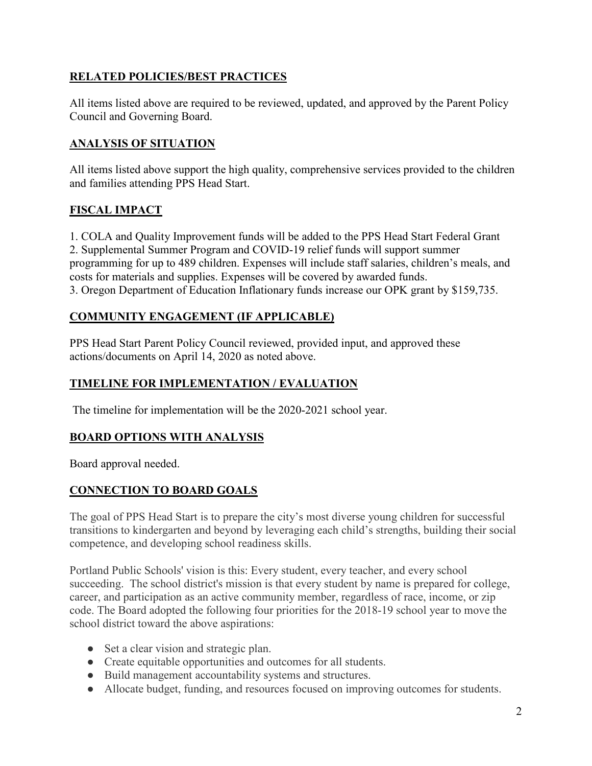## **RELATED POLICIES/BEST PRACTICES**

All items listed above are required to be reviewed, updated, and approved by the Parent Policy Council and Governing Board.

## **ANALYSIS OF SITUATION**

All items listed above support the high quality, comprehensive services provided to the children and families attending PPS Head Start.

## **FISCAL IMPACT**

1. COLA and Quality Improvement funds will be added to the PPS Head Start Federal Grant
2. Supplemental Summer Program and COVID-19 relief funds will support summer programming for up to 489 children. Expenses will include staff salaries, children's meals, and costs for materials and supplies. Expenses will be covered by awarded funds.
3. Oregon Department of Education Inflationary funds increase our OPK grant by $159,735.

## **COMMUNITY ENGAGEMENT (IF APPLICABLE)**

PPS Head Start Parent Policy Council reviewed, provided input, and approved these actions/documents on April 14, 2020 as noted above.

## **TIMELINE FOR IMPLEMENTATION / EVALUATION**

The timeline for implementation will be the 2020-2021 school year.

## **BOARD OPTIONS WITH ANALYSIS**

Board approval needed.

## **CONNECTION TO BOARD GOALS**

The goal of PPS Head Start is to prepare the city's most diverse young children for successful transitions to kindergarten and beyond by leveraging each child's strengths, building their social competence, and developing school readiness skills.

Portland Public Schools' vision is this: Every student, every teacher, and every school succeeding. The school district's mission is that every student by name is prepared for college, career, and participation as an active community member, regardless of race, income, or zip code. The Board adopted the following four priorities for the 2018-19 school year to move the school district toward the above aspirations:

- Set a clear vision and strategic plan.
- Create equitable opportunities and outcomes for all students.
- Build management accountability systems and structures.
- Allocate budget, funding, and resources focused on improving outcomes for students.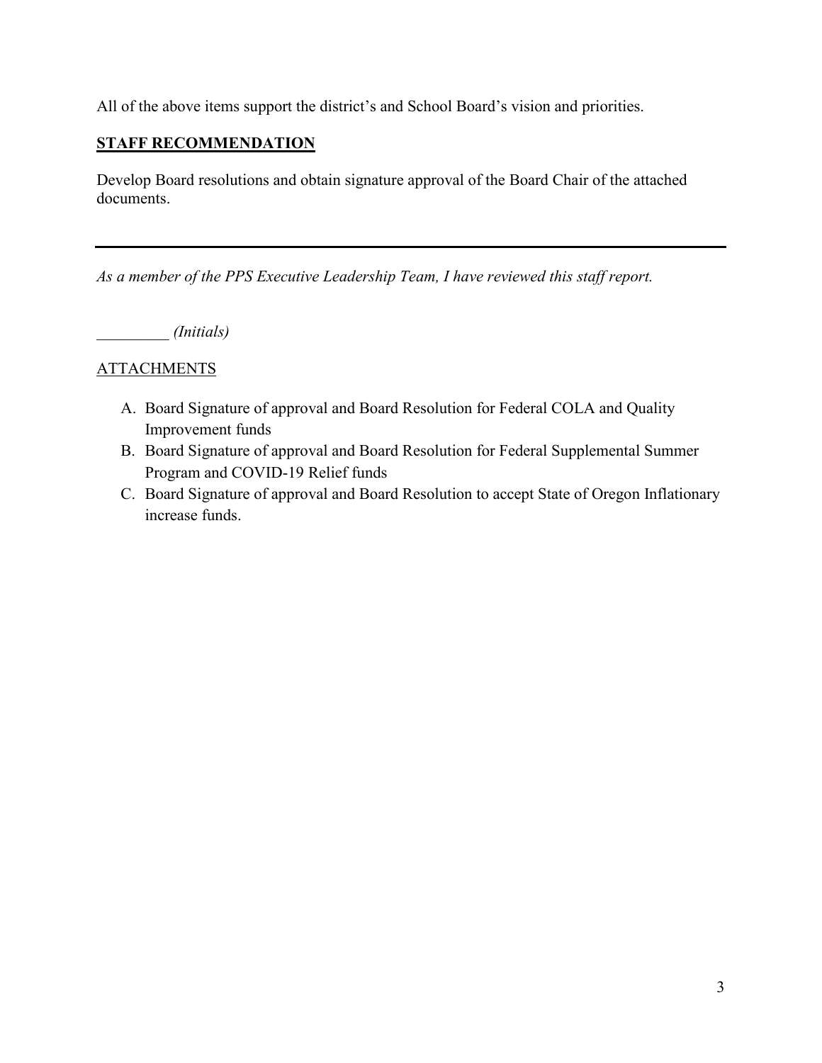All of the above items support the district's and School Board's vision and priorities.

## **STAFF RECOMMENDATION**

Develop Board resolutions and obtain signature approval of the Board Chair of the attached documents.

---

*As a member of the PPS Executive Leadership Team, I have reviewed this staff report.*

_________ *(Initials)*

ATTACHMENTS

A. Board Signature of approval and Board Resolution for Federal COLA and Quality Improvement funds
B. Board Signature of approval and Board Resolution for Federal Supplemental Summer Program and COVID-19 Relief funds
C. Board Signature of approval and Board Resolution to accept State of Oregon Inflationary increase funds.